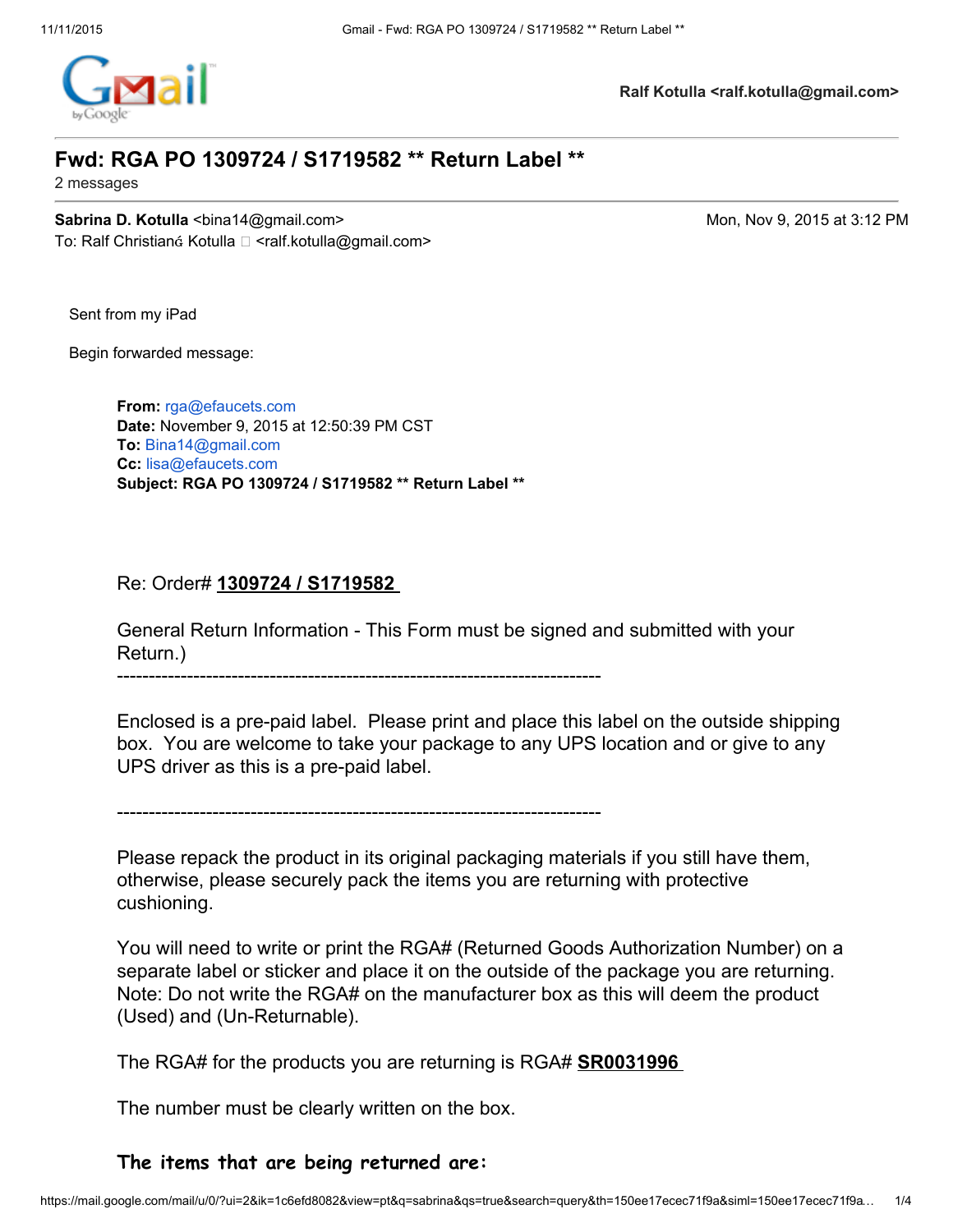Ralf Kotulla <ralf.kotulla@gmail.com>

# Fwd: RGA PO 1309724 / S1719582 ** Return Label **

2 messages

**Sabrina D. Kotulla** <bina14@gmail.com> Mon, Nov 9, 2015 at 3:12 PM
To: Ralf Christianǵ Kotulla  <ralf.kotulla@gmail.com>

Sent from my iPad

Begin forwarded message:

> **From:** rga@efaucets.com
> **Date:** November 9, 2015 at 12:50:39 PM CST
> **To:** Bina14@gmail.com
> **Cc:** lisa@efaucets.com
> **Subject: RGA PO 1309724 / S1719582 ** Return Label ****
>
> Re: Order# **1309724 / S1719582**
>
> General Return Information - This Form must be signed and submitted with your Return.)
>
> ---------------------------------------------------------------------------
>
> Enclosed is a pre-paid label. Please print and place this label on the outside shipping box. You are welcome to take your package to any UPS location and or give to any UPS driver as this is a pre-paid label.
>
> ---------------------------------------------------------------------------
>
> Please repack the product in its original packaging materials if you still have them, otherwise, please securely pack the items you are returning with protective cushioning.
>
> You will need to write or print the RGA# (Returned Goods Authorization Number) on a separate label or sticker and place it on the outside of the package you are returning. Note: Do not write the RGA# on the manufacturer box as this will deem the product (Used) and (Un-Returnable).
>
> The RGA# for the products you are returning is RGA# **SR0031996**
>
> The number must be clearly written on the box.
>
> **The items that are being returned are:**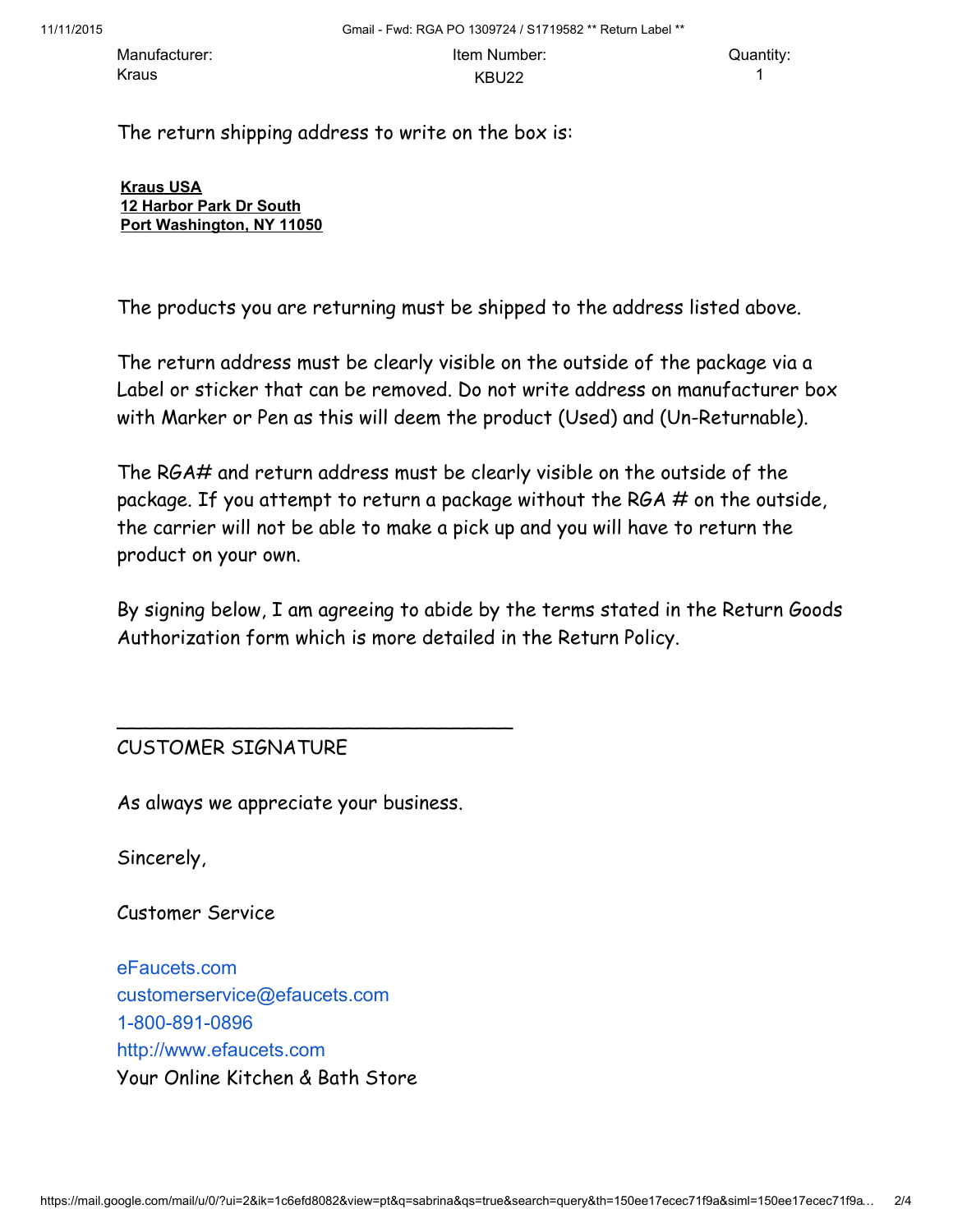| Manufacturer: | Item Number: | Quantity: |
| --- | --- | --- |
| Kraus | KBU22 | 1 |

The return shipping address to write on the box is:

**Kraus USA**
**12 Harbor Park Dr South**
**Port Washington, NY 11050**

The products you are returning must be shipped to the address listed above.

The return address must be clearly visible on the outside of the package via a Label or sticker that can be removed. Do not write address on manufacturer box with Marker or Pen as this will deem the product (Used) and (Un-Returnable).

The RGA# and return address must be clearly visible on the outside of the package. If you attempt to return a package without the RGA # on the outside, the carrier will not be able to make a pick up and you will have to return the product on your own.

By signing below, I am agreeing to abide by the terms stated in the Return Goods Authorization form which is more detailed in the Return Policy.

\_\_\_\_\_\_\_\_\_\_\_\_\_\_\_\_\_\_\_\_\_\_\_\_\_\_\_\_\_\_\_\_\_\_

CUSTOMER SIGNATURE

As always we appreciate your business.

Sincerely,

Customer Service

eFaucets.com
customerservice@efaucets.com
1-800-891-0896
http://www.efaucets.com
Your Online Kitchen & Bath Store